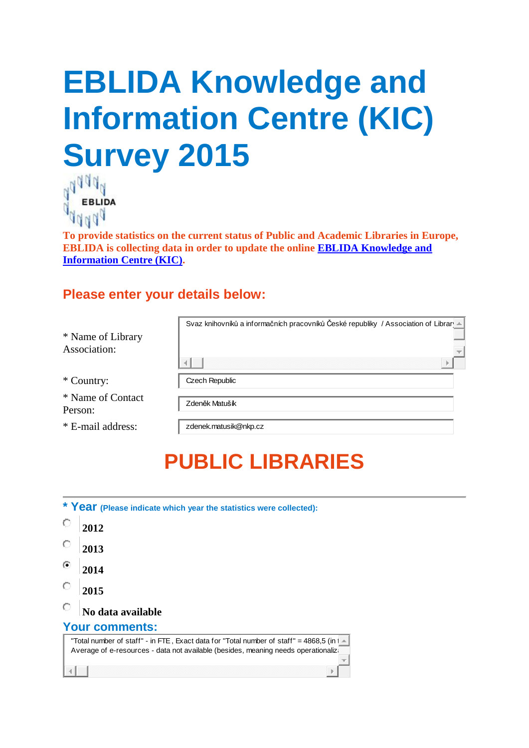# EBLIDA Knowledge and Information Centre (KIC) Survey 2015

EBLIDA

**To provide statistics on the current status of Public and Academic Libraries in Europe, EBLIDA is collecting data in order to update the online [EBLIDA Knowledge and Information Centre (KIC)](#).**

## Please enter your details below:

| | |
|---|---|
| * Name of Library Association: | Svaz knihovníků a informačních pracovníků České republiky / Association of Librar |
| * Country: | Czech Republic |
| * Name of Contact Person: | Zdeněk Matušík |
| * E-mail address: | zdenek.matusik@nkp.cz |

# PUBLIC LIBRARIES

**\* Year** (Please indicate which year the statistics were collected):

- ○ **2012**
- ○ **2013**
- ◉ **2014**
- ○ **2015**
- ○ **No data available**

## Your comments:

"Total number of staff" - in FTE, Exact data for "Total number of staff" = 4868,5 (in t
Average of e-resources - data not available (besides, meaning needs operationaliz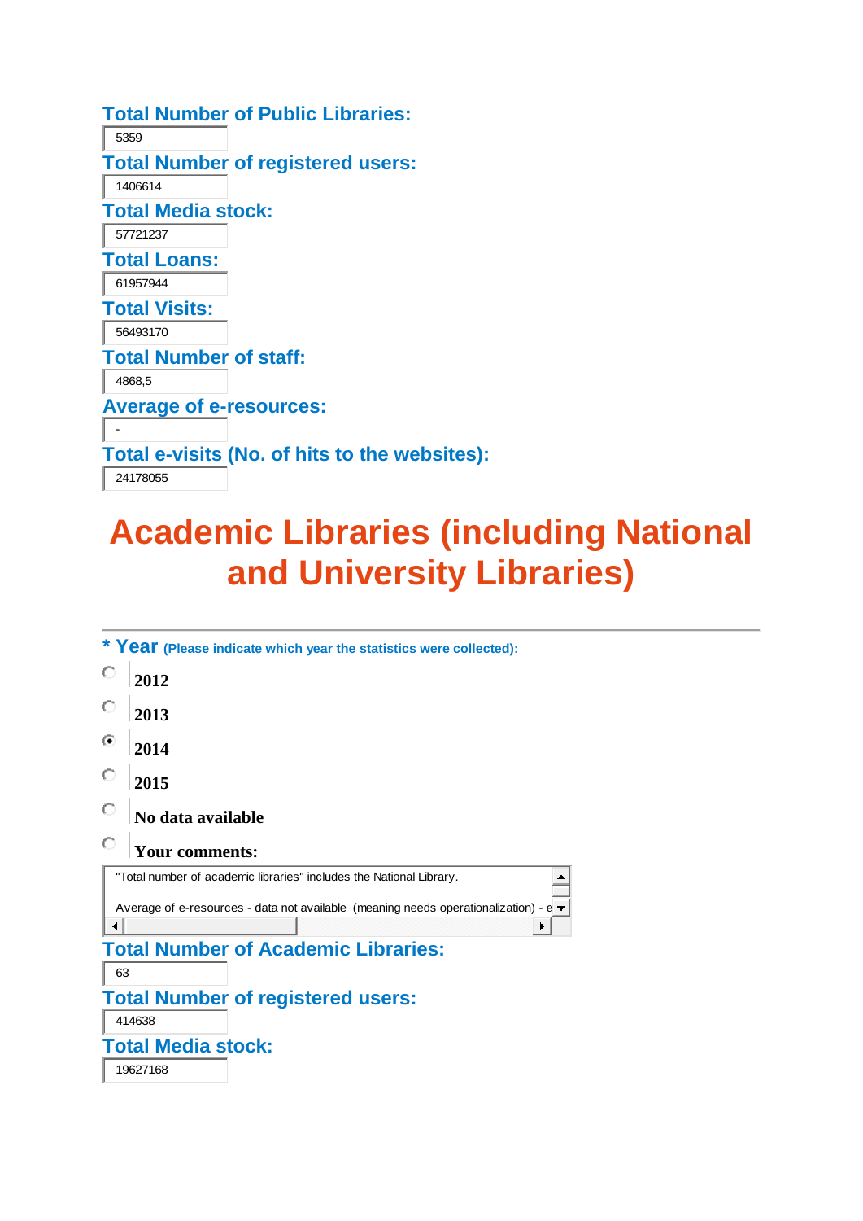**Total Number of Public Libraries:**

5359

**Total Number of registered users:**

1406614

**Total Media stock:**

57721237

**Total Loans:**

61957944

**Total Visits:**

56493170

**Total Number of staff:**

4868,5

**Average of e-resources:**

-

**Total e-visits (No. of hits to the websites):**

24178055

# Academic Libraries (including National and University Libraries)

**\* Year** (Please indicate which year the statistics were collected):

- ○ 2012
- ○ 2013
- ● 2014
- ○ 2015
- ○ No data available
- ○ Your comments:

"Total number of academic libraries" includes the National Library.

Average of e-resources - data not available (meaning needs operationalization) - e

**Total Number of Academic Libraries:**

63

**Total Number of registered users:**

414638

**Total Media stock:**

19627168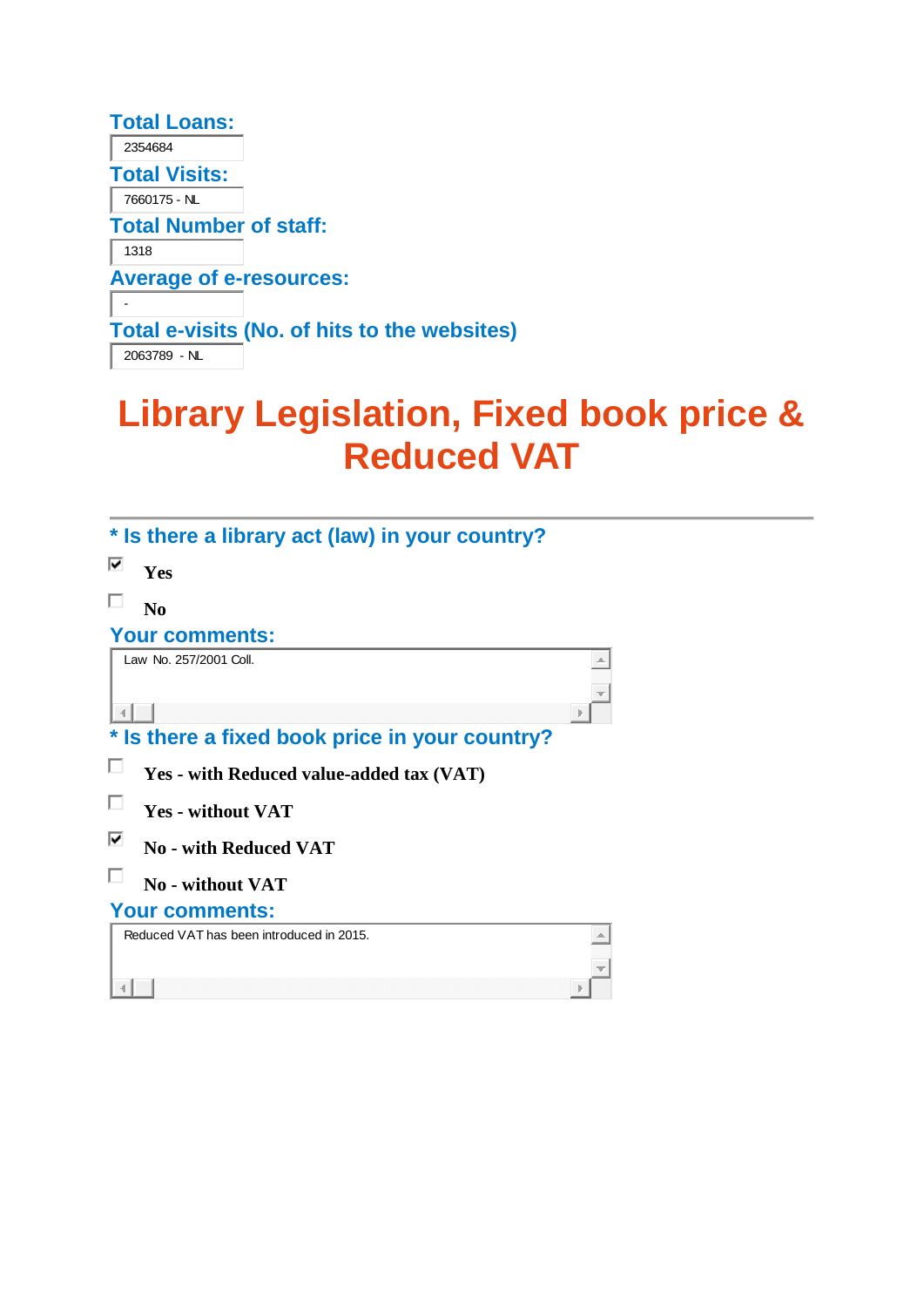**Total Loans:**

2354684

**Total Visits:**

7660175 - NL

**Total Number of staff:**

1318

**Average of e-resources:**

-

**Total e-visits (No. of hits to the websites)**

2063789 - NL

# Library Legislation, Fixed book price & Reduced VAT

**\* Is there a library act (law) in your country?**

- [x] Yes
- [ ] No

**Your comments:**

Law No. 257/2001 Coll.

**\* Is there a fixed book price in your country?**

- [ ] Yes - with Reduced value-added tax (VAT)
- [ ] Yes - without VAT
- [x] No - with Reduced VAT
- [ ] No - without VAT

**Your comments:**

Reduced VAT has been introduced in 2015.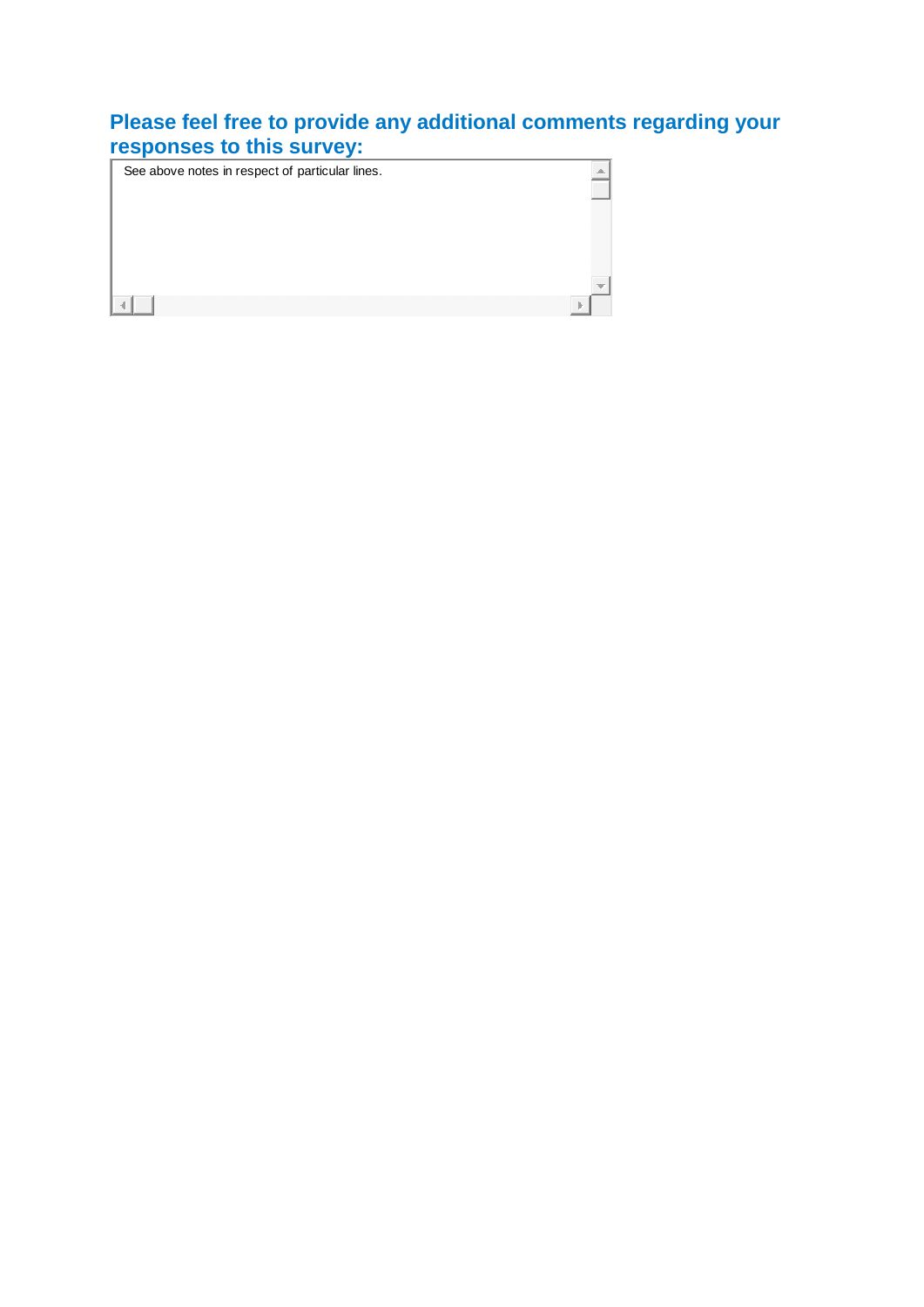### Please feel free to provide any additional comments regarding your responses to this survey:

See above notes in respect of particular lines.